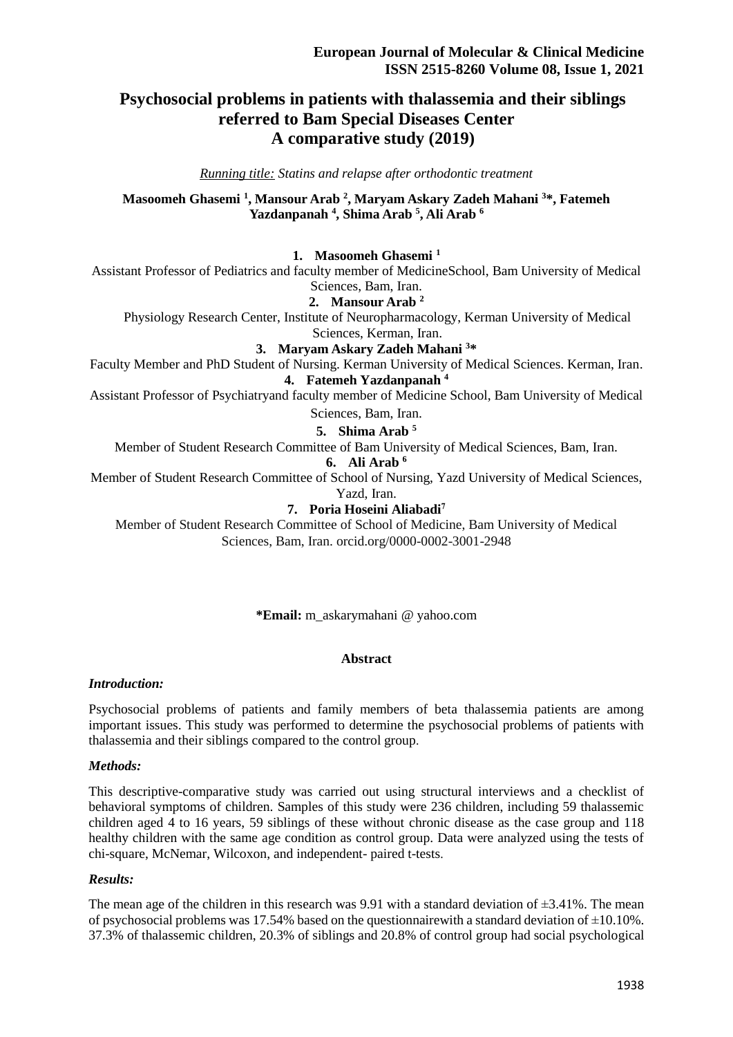# Psychosocial problems in patients with thalassemia and their siblings referred to Bam Special Diseases Center A comparative study (2019)

*Running title: Statins and relapse after orthodontic treatment*

**Masoomeh Ghasemi [1], Mansour Arab [2], Maryam Askary Zadeh Mahani [3]*, Fatemeh Yazdanpanah [4], Shima Arab [5], Ali Arab [6]**

1. **Masoomeh Ghasemi [1]**

Assistant Professor of Pediatrics and faculty member of MedicineSchool, Bam University of Medical Sciences, Bam, Iran.

2. **Mansour Arab [2]**

Physiology Research Center, Institute of Neuropharmacology, Kerman University of Medical Sciences, Kerman, Iran.

3. **Maryam Askary Zadeh Mahani [3]***

Faculty Member and PhD Student of Nursing. Kerman University of Medical Sciences. Kerman, Iran.

4. **Fatemeh Yazdanpanah [4]**

Assistant Professor of Psychiatryand faculty member of Medicine School, Bam University of Medical Sciences, Bam, Iran.

5. **Shima Arab [5]**

Member of Student Research Committee of Bam University of Medical Sciences, Bam, Iran.

6. **Ali Arab [6]**

Member of Student Research Committee of School of Nursing, Yazd University of Medical Sciences, Yazd, Iran.

7. **Poria Hoseini Aliabadi[7]**

Member of Student Research Committee of School of Medicine, Bam University of Medical Sciences, Bam, Iran. orcid.org/0000-0002-3001-2948

***Email:** m_askarymahani @ yahoo.com

## Abstract

### *Introduction:*

Psychosocial problems of patients and family members of beta thalassemia patients are among important issues. This study was performed to determine the psychosocial problems of patients with thalassemia and their siblings compared to the control group.

### *Methods:*

This descriptive-comparative study was carried out using structural interviews and a checklist of behavioral symptoms of children. Samples of this study were 236 children, including 59 thalassemic children aged 4 to 16 years, 59 siblings of these without chronic disease as the case group and 118 healthy children with the same age condition as control group. Data were analyzed using the tests of chi-square, McNemar, Wilcoxon, and independent- paired t-tests.

### *Results:*

The mean age of the children in this research was 9.91 with a standard deviation of ±3.41%. The mean of psychosocial problems was 17.54% based on the questionnairewith a standard deviation of ±10.10%. 37.3% of thalassemic children, 20.3% of siblings and 20.8% of control group had social psychological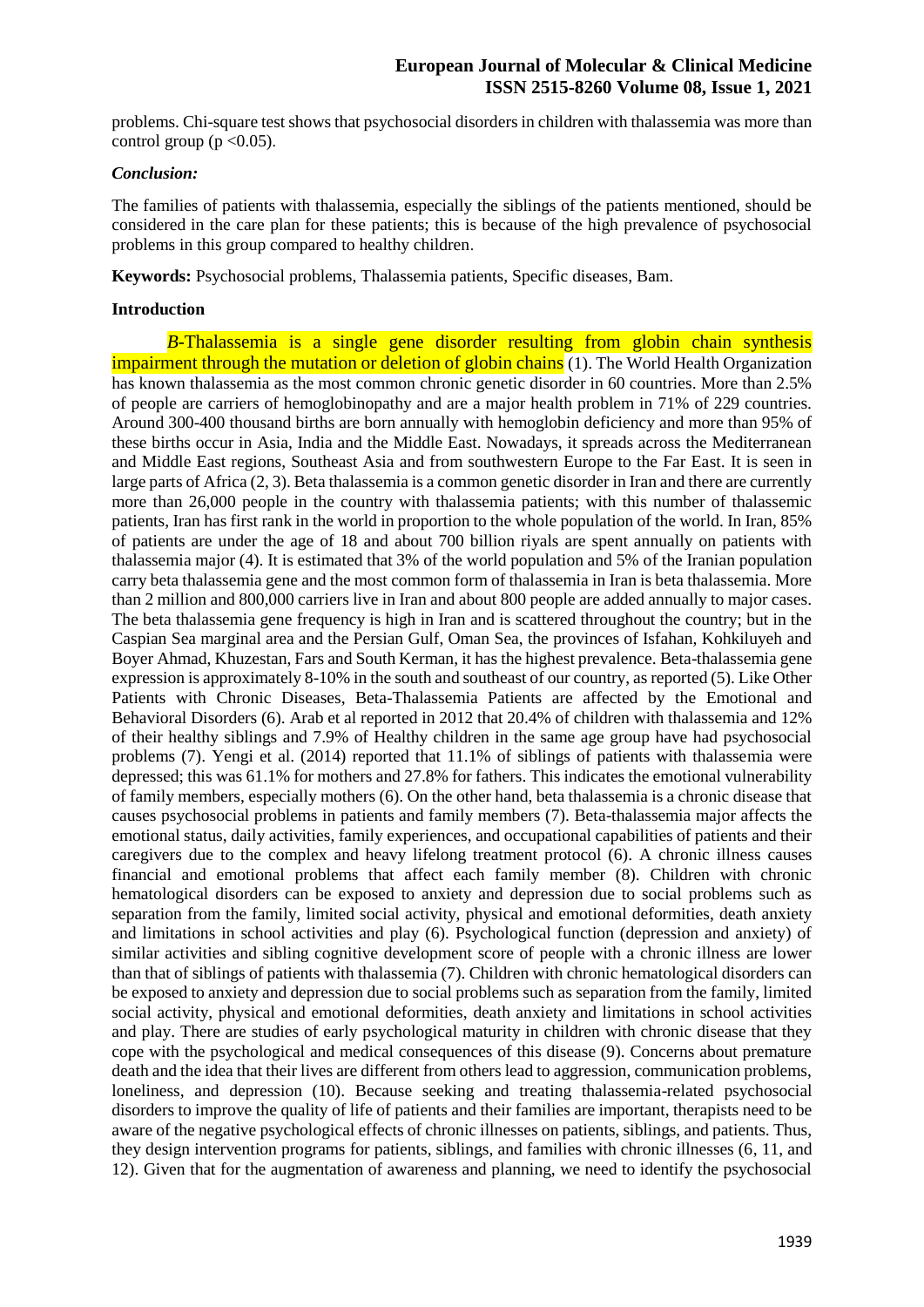problems. Chi-square test shows that psychosocial disorders in children with thalassemia was more than control group ($p < 0.05$).

***Conclusion:***

The families of patients with thalassemia, especially the siblings of the patients mentioned, should be considered in the care plan for these patients; this is because of the high prevalence of psychosocial problems in this group compared to healthy children.

**Keywords:** Psychosocial problems, Thalassemia patients, Specific diseases, Bam.

**Introduction**

*B*-Thalassemia is a single gene disorder resulting from globin chain synthesis impairment through the mutation or deletion of globin chains (1). The World Health Organization has known thalassemia as the most common chronic genetic disorder in 60 countries. More than 2.5% of people are carriers of hemoglobinopathy and are a major health problem in 71% of 229 countries. Around 300-400 thousand births are born annually with hemoglobin deficiency and more than 95% of these births occur in Asia, India and the Middle East. Nowadays, it spreads across the Mediterranean and Middle East regions, Southeast Asia and from southwestern Europe to the Far East. It is seen in large parts of Africa (2, 3). Beta thalassemia is a common genetic disorder in Iran and there are currently more than 26,000 people in the country with thalassemia patients; with this number of thalassemic patients, Iran has first rank in the world in proportion to the whole population of the world. In Iran, 85% of patients are under the age of 18 and about 700 billion riyals are spent annually on patients with thalassemia major (4). It is estimated that 3% of the world population and 5% of the Iranian population carry beta thalassemia gene and the most common form of thalassemia in Iran is beta thalassemia. More than 2 million and 800,000 carriers live in Iran and about 800 people are added annually to major cases. The beta thalassemia gene frequency is high in Iran and is scattered throughout the country; but in the Caspian Sea marginal area and the Persian Gulf, Oman Sea, the provinces of Isfahan, Kohkiluyeh and Boyer Ahmad, Khuzestan, Fars and South Kerman, it has the highest prevalence. Beta-thalassemia gene expression is approximately 8-10% in the south and southeast of our country, as reported (5). Like Other Patients with Chronic Diseases, Beta-Thalassemia Patients are affected by the Emotional and Behavioral Disorders (6). Arab et al reported in 2012 that 20.4% of children with thalassemia and 12% of their healthy siblings and 7.9% of Healthy children in the same age group have had psychosocial problems (7). Yengi et al. (2014) reported that 11.1% of siblings of patients with thalassemia were depressed; this was 61.1% for mothers and 27.8% for fathers. This indicates the emotional vulnerability of family members, especially mothers (6). On the other hand, beta thalassemia is a chronic disease that causes psychosocial problems in patients and family members (7). Beta-thalassemia major affects the emotional status, daily activities, family experiences, and occupational capabilities of patients and their caregivers due to the complex and heavy lifelong treatment protocol (6). A chronic illness causes financial and emotional problems that affect each family member (8). Children with chronic hematological disorders can be exposed to anxiety and depression due to social problems such as separation from the family, limited social activity, physical and emotional deformities, death anxiety and limitations in school activities and play (6). Psychological function (depression and anxiety) of similar activities and sibling cognitive development score of people with a chronic illness are lower than that of siblings of patients with thalassemia (7). Children with chronic hematological disorders can be exposed to anxiety and depression due to social problems such as separation from the family, limited social activity, physical and emotional deformities, death anxiety and limitations in school activities and play. There are studies of early psychological maturity in children with chronic disease that they cope with the psychological and medical consequences of this disease (9). Concerns about premature death and the idea that their lives are different from others lead to aggression, communication problems, loneliness, and depression (10). Because seeking and treating thalassemia-related psychosocial disorders to improve the quality of life of patients and their families are important, therapists need to be aware of the negative psychological effects of chronic illnesses on patients, siblings, and patients. Thus, they design intervention programs for patients, siblings, and families with chronic illnesses (6, 11, and 12). Given that for the augmentation of awareness and planning, we need to identify the psychosocial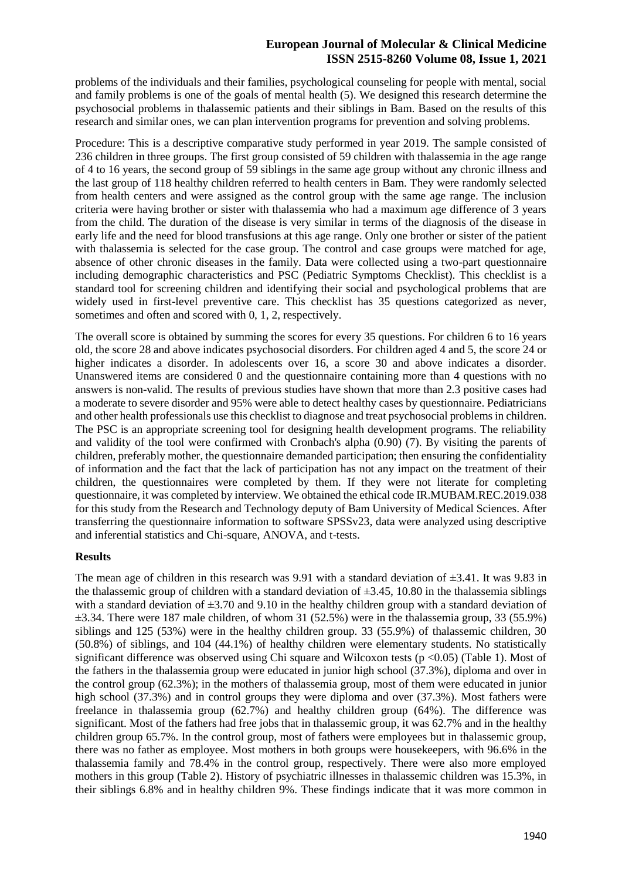problems of the individuals and their families, psychological counseling for people with mental, social and family problems is one of the goals of mental health (5). We designed this research determine the psychosocial problems in thalassemic patients and their siblings in Bam. Based on the results of this research and similar ones, we can plan intervention programs for prevention and solving problems.

Procedure: This is a descriptive comparative study performed in year 2019. The sample consisted of 236 children in three groups. The first group consisted of 59 children with thalassemia in the age range of 4 to 16 years, the second group of 59 siblings in the same age group without any chronic illness and the last group of 118 healthy children referred to health centers in Bam. They were randomly selected from health centers and were assigned as the control group with the same age range. The inclusion criteria were having brother or sister with thalassemia who had a maximum age difference of 3 years from the child. The duration of the disease is very similar in terms of the diagnosis of the disease in early life and the need for blood transfusions at this age range. Only one brother or sister of the patient with thalassemia is selected for the case group. The control and case groups were matched for age, absence of other chronic diseases in the family. Data were collected using a two-part questionnaire including demographic characteristics and PSC (Pediatric Symptoms Checklist). This checklist is a standard tool for screening children and identifying their social and psychological problems that are widely used in first-level preventive care. This checklist has 35 questions categorized as never, sometimes and often and scored with 0, 1, 2, respectively.

The overall score is obtained by summing the scores for every 35 questions. For children 6 to 16 years old, the score 28 and above indicates psychosocial disorders. For children aged 4 and 5, the score 24 or higher indicates a disorder. In adolescents over 16, a score 30 and above indicates a disorder. Unanswered items are considered 0 and the questionnaire containing more than 4 questions with no answers is non-valid. The results of previous studies have shown that more than 2.3 positive cases had a moderate to severe disorder and 95% were able to detect healthy cases by questionnaire. Pediatricians and other health professionals use this checklist to diagnose and treat psychosocial problems in children. The PSC is an appropriate screening tool for designing health development programs. The reliability and validity of the tool were confirmed with Cronbach's alpha (0.90) (7). By visiting the parents of children, preferably mother, the questionnaire demanded participation; then ensuring the confidentiality of information and the fact that the lack of participation has not any impact on the treatment of their children, the questionnaires were completed by them. If they were not literate for completing questionnaire, it was completed by interview. We obtained the ethical code IR.MUBAM.REC.2019.038 for this study from the Research and Technology deputy of Bam University of Medical Sciences. After transferring the questionnaire information to software SPSSv23, data were analyzed using descriptive and inferential statistics and Chi-square, ANOVA, and t-tests.

## Results

The mean age of children in this research was 9.91 with a standard deviation of ±3.41. It was 9.83 in the thalassemic group of children with a standard deviation of ±3.45, 10.80 in the thalassemia siblings with a standard deviation of ±3.70 and 9.10 in the healthy children group with a standard deviation of ±3.34. There were 187 male children, of whom 31 (52.5%) were in the thalassemia group, 33 (55.9%) siblings and 125 (53%) were in the healthy children group. 33 (55.9%) of thalassemic children, 30 (50.8%) of siblings, and 104 (44.1%) of healthy children were elementary students. No statistically significant difference was observed using Chi square and Wilcoxon tests ($p < 0.05$) (Table 1). Most of the fathers in the thalassemia group were educated in junior high school (37.3%), diploma and over in the control group (62.3%); in the mothers of thalassemia group, most of them were educated in junior high school (37.3%) and in control groups they were diploma and over (37.3%). Most fathers were freelance in thalassemia group (62.7%) and healthy children group (64%). The difference was significant. Most of the fathers had free jobs that in thalassemic group, it was 62.7% and in the healthy children group 65.7%. In the control group, most of fathers were employees but in thalassemic group, there was no father as employee. Most mothers in both groups were housekeepers, with 96.6% in the thalassemia family and 78.4% in the control group, respectively. There were also more employed mothers in this group (Table 2). History of psychiatric illnesses in thalassemic children was 15.3%, in their siblings 6.8% and in healthy children 9%. These findings indicate that it was more common in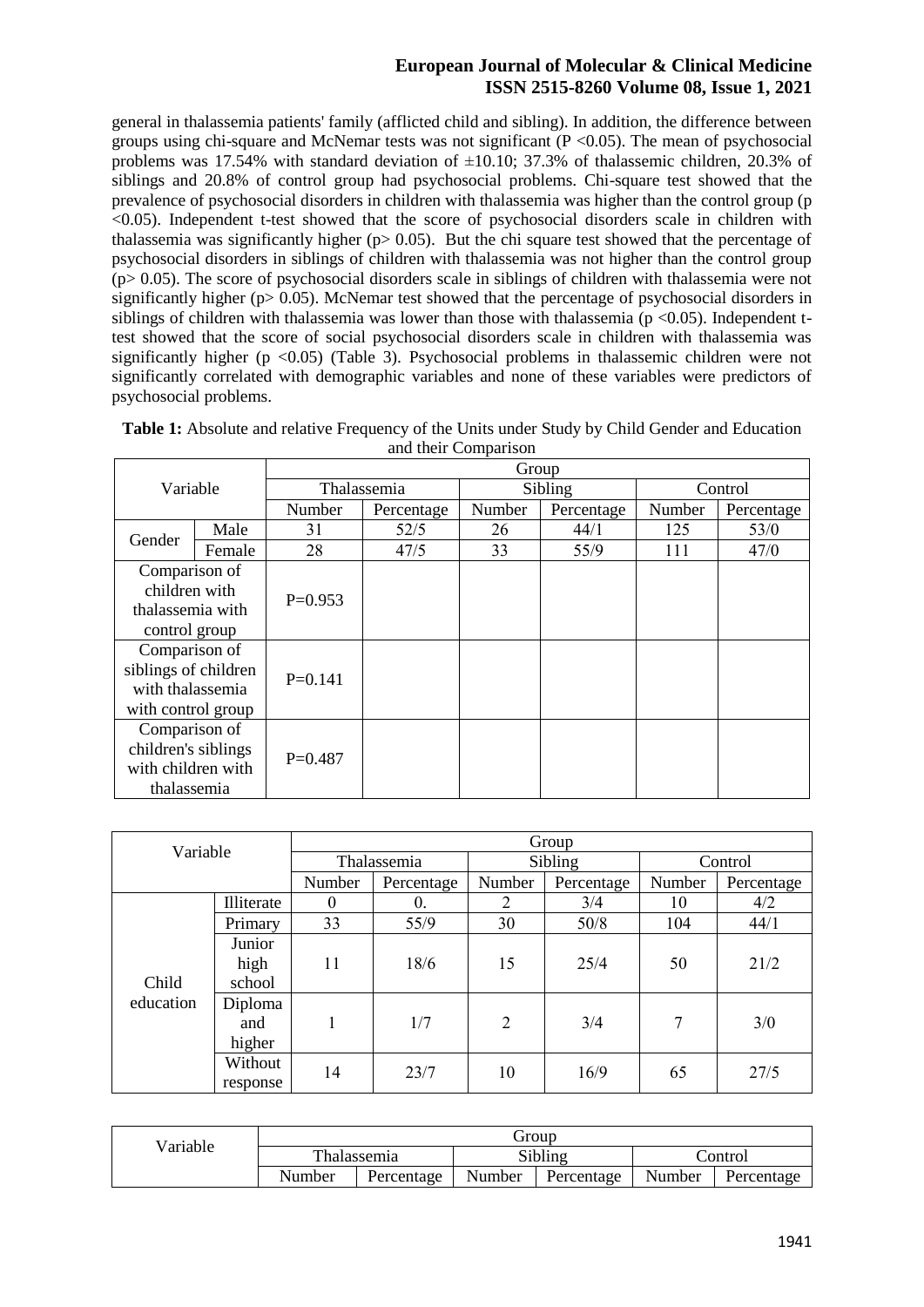general in thalassemia patients' family (afflicted child and sibling). In addition, the difference between groups using chi-square and McNemar tests was not significant ($P < 0.05$). The mean of psychosocial problems was 17.54% with standard deviation of ±10.10; 37.3% of thalassemic children, 20.3% of siblings and 20.8% of control group had psychosocial problems. Chi-square test showed that the prevalence of psychosocial disorders in children with thalassemia was higher than the control group ($p < 0.05$). Independent t-test showed that the score of psychosocial disorders scale in children with thalassemia was significantly higher ($p > 0.05$). But the chi square test showed that the percentage of psychosocial disorders in siblings of children with thalassemia was not higher than the control group ($p > 0.05$). The score of psychosocial disorders scale in siblings of children with thalassemia were not significantly higher ($p > 0.05$). McNemar test showed that the percentage of psychosocial disorders in siblings of children with thalassemia was lower than those with thalassemia ($p < 0.05$). Independent t-test showed that the score of social psychosocial disorders scale in children with thalassemia was significantly higher ($p < 0.05$) (Table 3). Psychosocial problems in thalassemic children were not significantly correlated with demographic variables and none of these variables were predictors of psychosocial problems.

**Table 1:** Absolute and relative Frequency of the Units under Study by Child Gender and Education and their Comparison

| Variable | | Group | | | | | |
|---|---|---|---|---|---|---|---|
| | | Thalassemia | | Sibling | | Control | |
| | | Number | Percentage | Number | Percentage | Number | Percentage |
| Gender | Male | 31 | 52/5 | 26 | 44/1 | 125 | 53/0 |
| | Female | 28 | 47/5 | 33 | 55/9 | 111 | 47/0 |
| Comparison of children with thalassemia with control group | | P=0.953 | | | | | |
| Comparison of siblings of children with thalassemia with control group | | P=0.141 | | | | | |
| Comparison of children's siblings with children with thalassemia | | P=0.487 | | | | | |

| Variable | | Group | | | | | |
|---|---|---|---|---|---|---|---|
| | | Thalassemia | | Sibling | | Control | |
| | | Number | Percentage | Number | Percentage | Number | Percentage |
| Child education | Illiterate | 0 | 0. | 2 | 3/4 | 10 | 4/2 |
| | Primary | 33 | 55/9 | 30 | 50/8 | 104 | 44/1 |
| | Junior high school | 11 | 18/6 | 15 | 25/4 | 50 | 21/2 |
| | Diploma and higher | 1 | 1/7 | 2 | 3/4 | 7 | 3/0 |
| | Without response | 14 | 23/7 | 10 | 16/9 | 65 | 27/5 |

| Variable | Group | | | | | |
|---|---|---|---|---|---|---|
| | Thalassemia | | Sibling | | Control | |
| | Number | Percentage | Number | Percentage | Number | Percentage |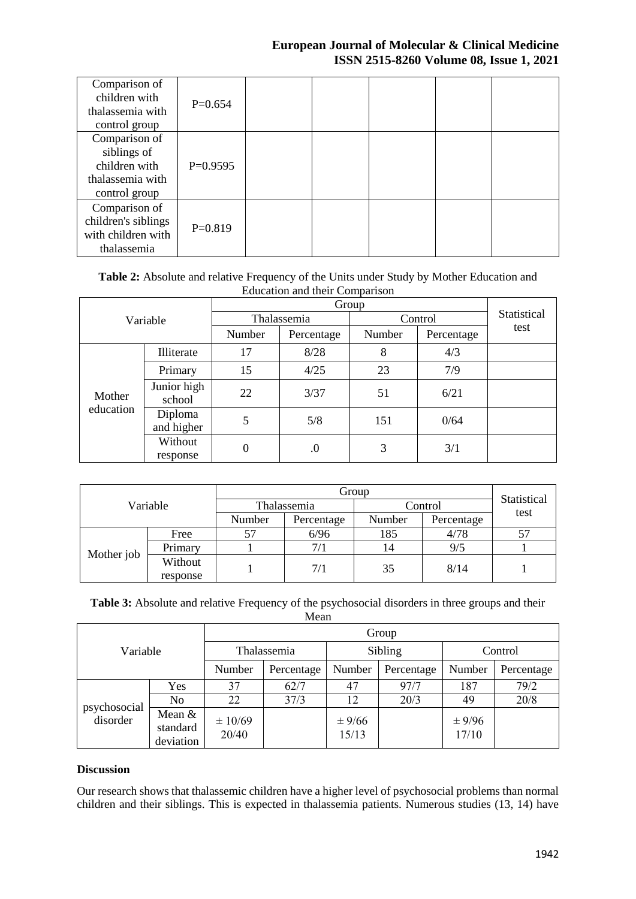| | | | | | | |
|---|---|---|---|---|---|---|
| Comparison of children with thalassemia with control group | P=0.654 | | | | | |
| Comparison of siblings of children with thalassemia with control group | P=0.9595 | | | | | |
| Comparison of children's siblings with children with thalassemia | P=0.819 | | | | | |

**Table 2:** Absolute and relative Frequency of the Units under Study by Mother Education and Education and their Comparison

| Variable | | Group | | | | Statistical test |
|---|---|---|---|---|---|---|
| | | Thalassemia | | Control | | |
| | | Number | Percentage | Number | Percentage | |
| Mother education | Illiterate | 17 | 8/28 | 8 | 4/3 | |
| | Primary | 15 | 4/25 | 23 | 7/9 | |
| | Junior high school | 22 | 3/37 | 51 | 6/21 | |
| | Diploma and higher | 5 | 5/8 | 151 | 0/64 | |
| | Without response | 0 | .0 | 3 | 3/1 | |

| Variable | | Group | | | | Statistical test |
|---|---|---|---|---|---|---|
| | | Thalassemia | | Control | | |
| | | Number | Percentage | Number | Percentage | |
| Mother job | Free | 57 | 6/96 | 185 | 4/78 | 57 |
| | Primary | 1 | 7/1 | 14 | 9/5 | 1 |
| | Without response | 1 | 7/1 | 35 | 8/14 | 1 |

**Table 3:** Absolute and relative Frequency of the psychosocial disorders in three groups and their Mean

| Variable | | Group | | | | | |
|---|---|---|---|---|---|---|---|
| | | Thalassemia | | Sibling | | Control | |
| | | Number | Percentage | Number | Percentage | Number | Percentage |
| psychosocial disorder | Yes | 37 | 62/7 | 47 | 97/7 | 187 | 79/2 |
| | No | 22 | 37/3 | 12 | 20/3 | 49 | 20/8 |
| | Mean & standard deviation | ± 10/69 20/40 | | ± 9/66 15/13 | | ± 9/96 17/10 | |

**Discussion**

Our research shows that thalassemic children have a higher level of psychosocial problems than normal children and their siblings. This is expected in thalassemia patients. Numerous studies (13, 14) have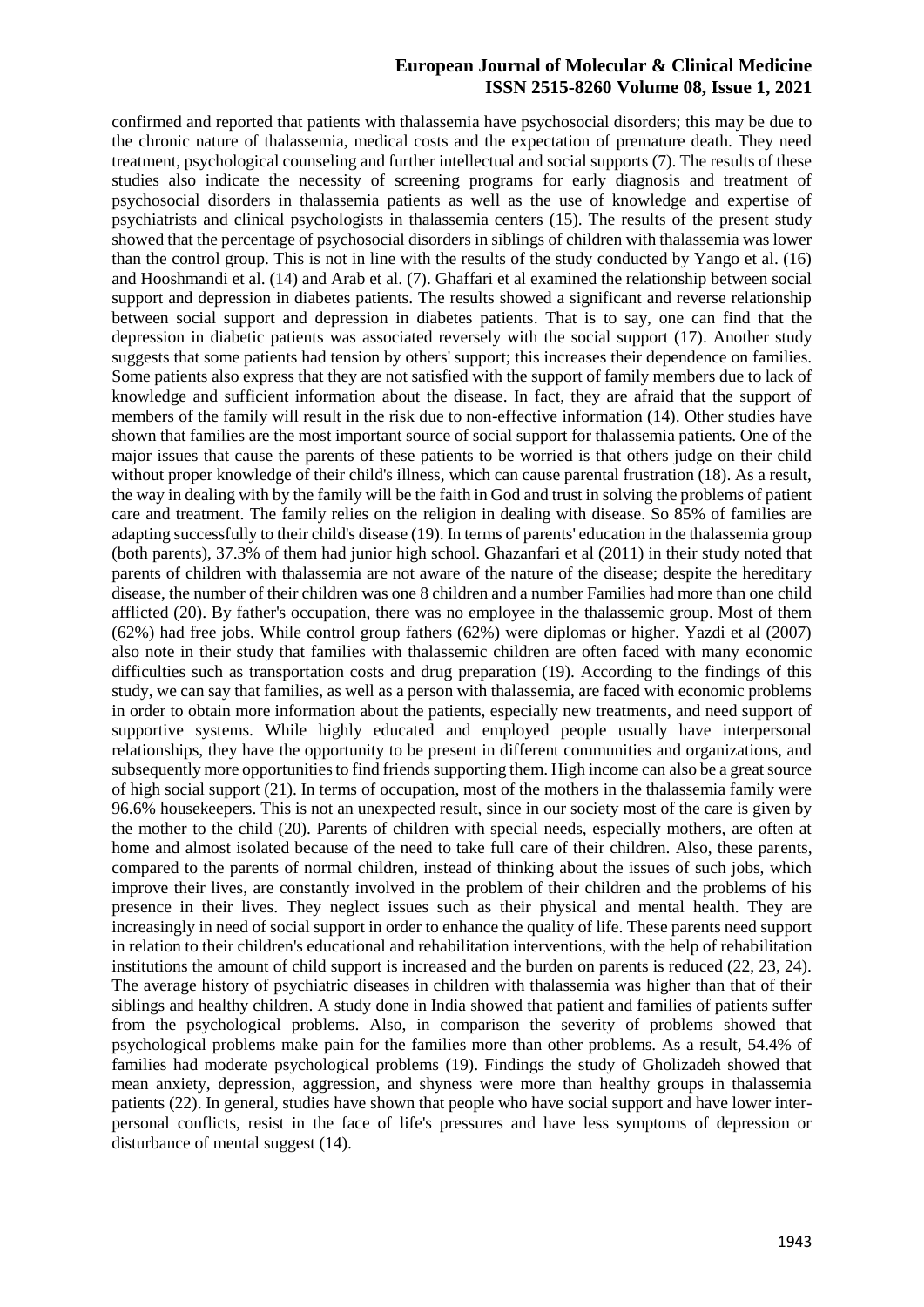confirmed and reported that patients with thalassemia have psychosocial disorders; this may be due to the chronic nature of thalassemia, medical costs and the expectation of premature death. They need treatment, psychological counseling and further intellectual and social supports (7). The results of these studies also indicate the necessity of screening programs for early diagnosis and treatment of psychosocial disorders in thalassemia patients as well as the use of knowledge and expertise of psychiatrists and clinical psychologists in thalassemia centers (15). The results of the present study showed that the percentage of psychosocial disorders in siblings of children with thalassemia was lower than the control group. This is not in line with the results of the study conducted by Yango et al. (16) and Hooshmandi et al. (14) and Arab et al. (7). Ghaffari et al examined the relationship between social support and depression in diabetes patients. The results showed a significant and reverse relationship between social support and depression in diabetes patients. That is to say, one can find that the depression in diabetic patients was associated reversely with the social support (17). Another study suggests that some patients had tension by others' support; this increases their dependence on families. Some patients also express that they are not satisfied with the support of family members due to lack of knowledge and sufficient information about the disease. In fact, they are afraid that the support of members of the family will result in the risk due to non-effective information (14). Other studies have shown that families are the most important source of social support for thalassemia patients. One of the major issues that cause the parents of these patients to be worried is that others judge on their child without proper knowledge of their child's illness, which can cause parental frustration (18). As a result, the way in dealing with by the family will be the faith in God and trust in solving the problems of patient care and treatment. The family relies on the religion in dealing with disease. So 85% of families are adapting successfully to their child's disease (19). In terms of parents' education in the thalassemia group (both parents), 37.3% of them had junior high school. Ghazanfari et al (2011) in their study noted that parents of children with thalassemia are not aware of the nature of the disease; despite the hereditary disease, the number of their children was one 8 children and a number Families had more than one child afflicted (20). By father's occupation, there was no employee in the thalassemic group. Most of them (62%) had free jobs. While control group fathers (62%) were diplomas or higher. Yazdi et al (2007) also note in their study that families with thalassemic children are often faced with many economic difficulties such as transportation costs and drug preparation (19). According to the findings of this study, we can say that families, as well as a person with thalassemia, are faced with economic problems in order to obtain more information about the patients, especially new treatments, and need support of supportive systems. While highly educated and employed people usually have interpersonal relationships, they have the opportunity to be present in different communities and organizations, and subsequently more opportunities to find friends supporting them. High income can also be a great source of high social support (21). In terms of occupation, most of the mothers in the thalassemia family were 96.6% housekeepers. This is not an unexpected result, since in our society most of the care is given by the mother to the child (20). Parents of children with special needs, especially mothers, are often at home and almost isolated because of the need to take full care of their children. Also, these parents, compared to the parents of normal children, instead of thinking about the issues of such jobs, which improve their lives, are constantly involved in the problem of their children and the problems of his presence in their lives. They neglect issues such as their physical and mental health. They are increasingly in need of social support in order to enhance the quality of life. These parents need support in relation to their children's educational and rehabilitation interventions, with the help of rehabilitation institutions the amount of child support is increased and the burden on parents is reduced (22, 23, 24). The average history of psychiatric diseases in children with thalassemia was higher than that of their siblings and healthy children. A study done in India showed that patient and families of patients suffer from the psychological problems. Also, in comparison the severity of problems showed that psychological problems make pain for the families more than other problems. As a result, 54.4% of families had moderate psychological problems (19). Findings the study of Gholizadeh showed that mean anxiety, depression, aggression, and shyness were more than healthy groups in thalassemia patients (22). In general, studies have shown that people who have social support and have lower interpersonal conflicts, resist in the face of life's pressures and have less symptoms of depression or disturbance of mental suggest (14).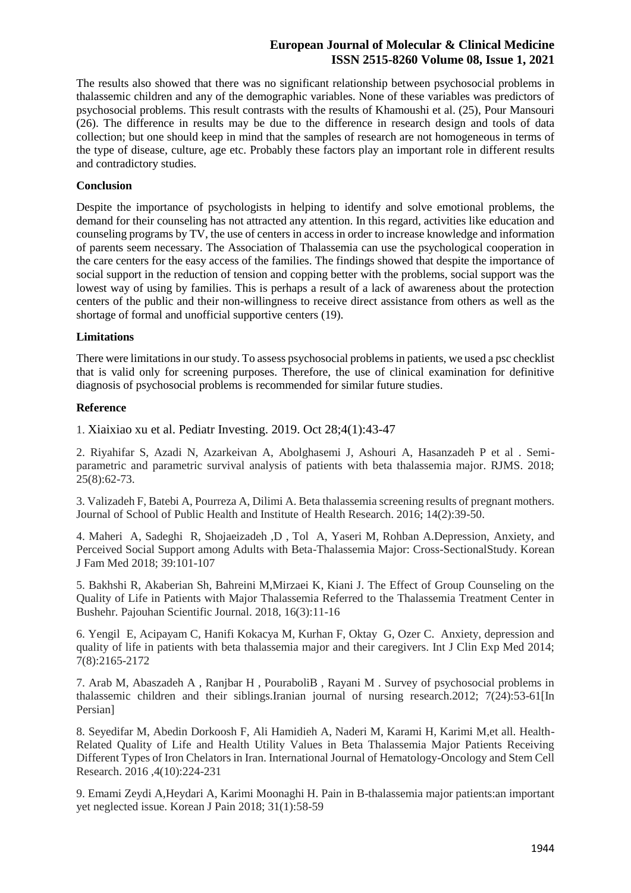The results also showed that there was no significant relationship between psychosocial problems in thalassemic children and any of the demographic variables. None of these variables was predictors of psychosocial problems. This result contrasts with the results of Khamoushi et al. (25), Pour Mansouri (26). The difference in results may be due to the difference in research design and tools of data collection; but one should keep in mind that the samples of research are not homogeneous in terms of the type of disease, culture, age etc. Probably these factors play an important role in different results and contradictory studies.

**Conclusion**

Despite the importance of psychologists in helping to identify and solve emotional problems, the demand for their counseling has not attracted any attention. In this regard, activities like education and counseling programs by TV, the use of centers in access in order to increase knowledge and information of parents seem necessary. The Association of Thalassemia can use the psychological cooperation in the care centers for the easy access of the families. The findings showed that despite the importance of social support in the reduction of tension and copping better with the problems, social support was the lowest way of using by families. This is perhaps a result of a lack of awareness about the protection centers of the public and their non-willingness to receive direct assistance from others as well as the shortage of formal and unofficial supportive centers (19).

**Limitations**

There were limitations in our study. To assess psychosocial problems in patients, we used a psc checklist that is valid only for screening purposes. Therefore, the use of clinical examination for definitive diagnosis of psychosocial problems is recommended for similar future studies.

**Reference**

1. Xiaixiao xu et al. Pediatr Investing. 2019. Oct 28;4(1):43-47

2. Riyahifar S, Azadi N, Azarkeivan A, Abolghasemi J, Ashouri A, Hasanzadeh P et al . Semi-parametric and parametric survival analysis of patients with beta thalassemia major. RJMS. 2018; 25(8):62-73.

3. Valizadeh F, Batebi A, Pourreza A, Dilimi A. Beta thalassemia screening results of pregnant mothers. Journal of School of Public Health and Institute of Health Research. 2016; 14(2):39-50.

4. Maheri A, Sadeghi R, Shojaeizadeh ,D , Tol A, Yaseri M, Rohban A.Depression, Anxiety, and Perceived Social Support among Adults with Beta-Thalassemia Major: Cross-SectionalStudy. Korean J Fam Med 2018; 39:101-107

5. Bakhshi R, Akaberian Sh, Bahreini M,Mirzaei K, Kiani J. The Effect of Group Counseling on the Quality of Life in Patients with Major Thalassemia Referred to the Thalassemia Treatment Center in Bushehr. Pajouhan Scientific Journal. 2018, 16(3):11-16

6. Yengil E, Acipayam C, Hanifi Kokacya M, Kurhan F, Oktay G, Ozer C. Anxiety, depression and quality of life in patients with beta thalassemia major and their caregivers. Int J Clin Exp Med 2014; 7(8):2165-2172

7. Arab M, Abaszadeh A , Ranjbar H , PouraboliB , Rayani M . Survey of psychosocial problems in thalassemic children and their siblings.Iranian journal of nursing research.2012; 7(24):53-61[In Persian]

8. Seyedifar M, Abedin Dorkoosh F, Ali Hamidieh A, Naderi M, Karami H, Karimi M,et all. Health-Related Quality of Life and Health Utility Values in Beta Thalassemia Major Patients Receiving Different Types of Iron Chelators in Iran. International Journal of Hematology-Oncology and Stem Cell Research. 2016 ,4(10):224-231

9. Emami Zeydi A,Heydari A, Karimi Moonaghi H. Pain in B-thalassemia major patients:an important yet neglected issue. Korean J Pain 2018; 31(1):58-59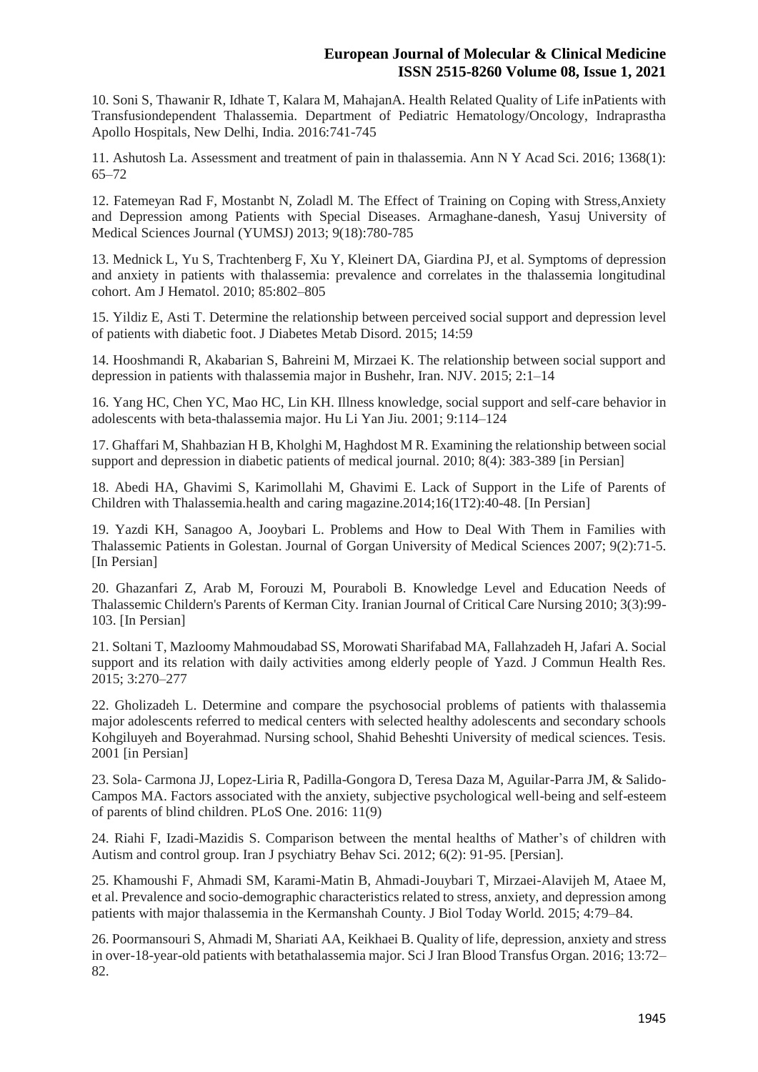10. Soni S, Thawanir R, Idhate T, Kalara M, MahajanA. Health Related Quality of Life inPatients with Transfusiondependent Thalassemia. Department of Pediatric Hematology/Oncology, Indraprastha Apollo Hospitals, New Delhi, India. 2016:741-745

11. Ashutosh La. Assessment and treatment of pain in thalassemia. Ann N Y Acad Sci. 2016; 1368(1): 65–72

12. Fatemeyan Rad F, Mostanbt N, Zoladl M. The Effect of Training on Coping with Stress,Anxiety and Depression among Patients with Special Diseases. Armaghane-danesh, Yasuj University of Medical Sciences Journal (YUMSJ) 2013; 9(18):780-785

13. Mednick L, Yu S, Trachtenberg F, Xu Y, Kleinert DA, Giardina PJ, et al. Symptoms of depression and anxiety in patients with thalassemia: prevalence and correlates in the thalassemia longitudinal cohort. Am J Hematol. 2010; 85:802–805

15. Yildiz E, Asti T. Determine the relationship between perceived social support and depression level of patients with diabetic foot. J Diabetes Metab Disord. 2015; 14:59

14. Hooshmandi R, Akabarian S, Bahreini M, Mirzaei K. The relationship between social support and depression in patients with thalassemia major in Bushehr, Iran. NJV. 2015; 2:1–14

16. Yang HC, Chen YC, Mao HC, Lin KH. Illness knowledge, social support and self-care behavior in adolescents with beta-thalassemia major. Hu Li Yan Jiu. 2001; 9:114–124

17. Ghaffari M, Shahbazian H B, Kholghi M, Haghdost M R. Examining the relationship between social support and depression in diabetic patients of medical journal. 2010; 8(4): 383-389 [in Persian]

18. Abedi HA, Ghavimi S, Karimollahi M, Ghavimi E. Lack of Support in the Life of Parents of Children with Thalassemia.health and caring magazine.2014;16(1T2):40-48. [In Persian]

19. Yazdi KH, Sanagoo A, Jooybari L. Problems and How to Deal With Them in Families with Thalassemic Patients in Golestan. Journal of Gorgan University of Medical Sciences 2007; 9(2):71-5. [In Persian]

20. Ghazanfari Z, Arab M, Forouzi M, Pouraboli B. Knowledge Level and Education Needs of Thalassemic Childern's Parents of Kerman City. Iranian Journal of Critical Care Nursing 2010; 3(3):99-103. [In Persian]

21. Soltani T, Mazloomy Mahmoudabad SS, Morowati Sharifabad MA, Fallahzadeh H, Jafari A. Social support and its relation with daily activities among elderly people of Yazd. J Commun Health Res. 2015; 3:270–277

22. Gholizadeh L. Determine and compare the psychosocial problems of patients with thalassemia major adolescents referred to medical centers with selected healthy adolescents and secondary schools Kohgiluyeh and Boyerahmad. Nursing school, Shahid Beheshti University of medical sciences. Tesis. 2001 [in Persian]

23. Sola- Carmona JJ, Lopez-Liria R, Padilla-Gongora D, Teresa Daza M, Aguilar-Parra JM, & Salido-Campos MA. Factors associated with the anxiety, subjective psychological well-being and self-esteem of parents of blind children. PLoS One. 2016: 11(9)

24. Riahi F, Izadi-Mazidis S. Comparison between the mental healths of Mather's of children with Autism and control group. Iran J psychiatry Behav Sci. 2012; 6(2): 91-95. [Persian].

25. Khamoushi F, Ahmadi SM, Karami-Matin B, Ahmadi-Jouybari T, Mirzaei-Alavijeh M, Ataee M, et al. Prevalence and socio-demographic characteristics related to stress, anxiety, and depression among patients with major thalassemia in the Kermanshah County. J Biol Today World. 2015; 4:79–84.

26. Poormansouri S, Ahmadi M, Shariati AA, Keikhaei B. Quality of life, depression, anxiety and stress in over-18-year-old patients with betathalassemia major. Sci J Iran Blood Transfus Organ. 2016; 13:72–82.